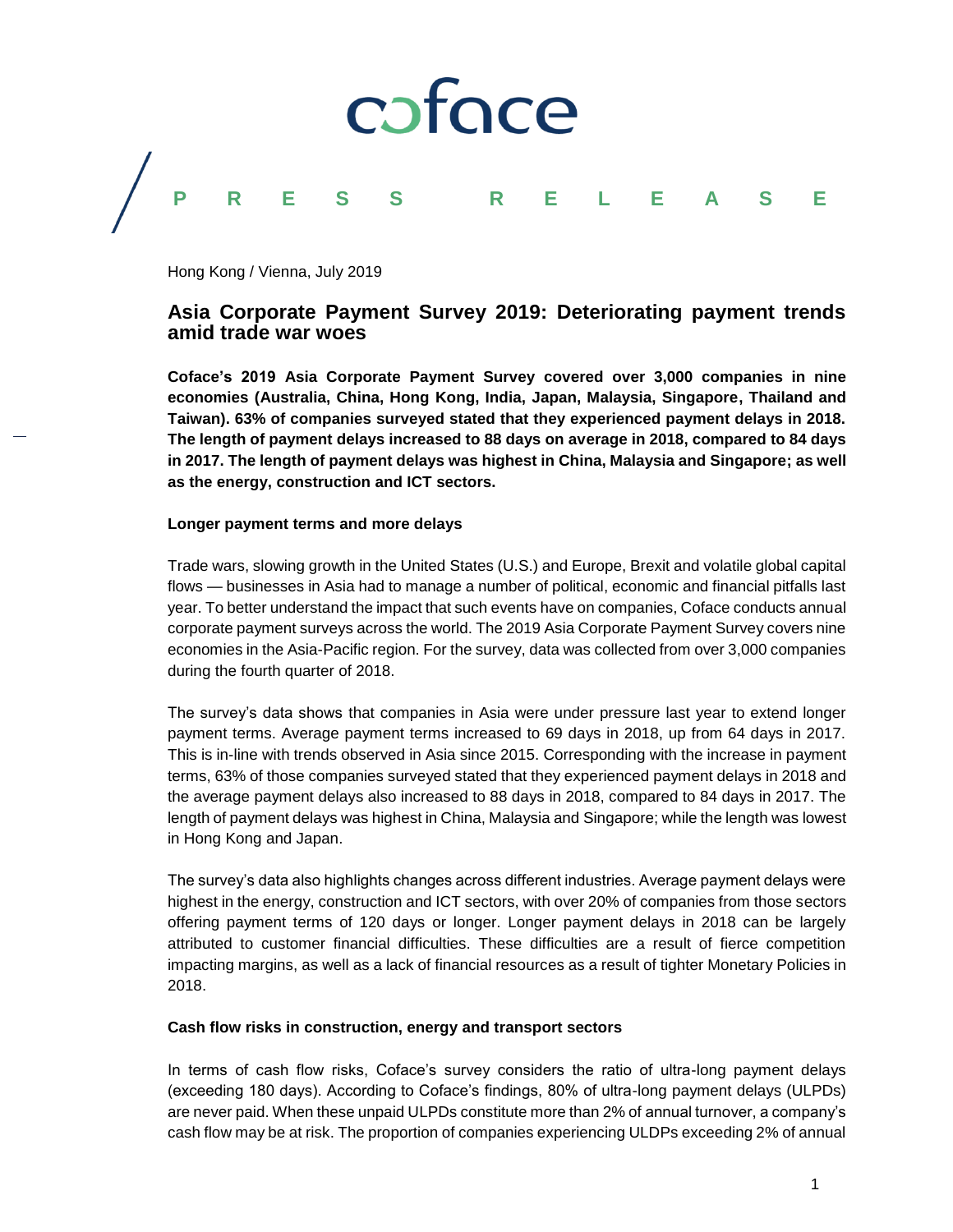coface

PRESS RELEASE

Hong Kong / Vienna, July 2019

# Asia Corporate Payment Survey 2019: Deteriorating payment trends amid trade war woes

**Coface's 2019 Asia Corporate Payment Survey covered over 3,000 companies in nine economies (Australia, China, Hong Kong, India, Japan, Malaysia, Singapore, Thailand and Taiwan). 63% of companies surveyed stated that they experienced payment delays in 2018. The length of payment delays increased to 88 days on average in 2018, compared to 84 days in 2017. The length of payment delays was highest in China, Malaysia and Singapore; as well as the energy, construction and ICT sectors.**

**Longer payment terms and more delays**

Trade wars, slowing growth in the United States (U.S.) and Europe, Brexit and volatile global capital flows — businesses in Asia had to manage a number of political, economic and financial pitfalls last year. To better understand the impact that such events have on companies, Coface conducts annual corporate payment surveys across the world. The 2019 Asia Corporate Payment Survey covers nine economies in the Asia-Pacific region. For the survey, data was collected from over 3,000 companies during the fourth quarter of 2018.

The survey's data shows that companies in Asia were under pressure last year to extend longer payment terms. Average payment terms increased to 69 days in 2018, up from 64 days in 2017. This is in-line with trends observed in Asia since 2015. Corresponding with the increase in payment terms, 63% of those companies surveyed stated that they experienced payment delays in 2018 and the average payment delays also increased to 88 days in 2018, compared to 84 days in 2017. The length of payment delays was highest in China, Malaysia and Singapore; while the length was lowest in Hong Kong and Japan.

The survey's data also highlights changes across different industries. Average payment delays were highest in the energy, construction and ICT sectors, with over 20% of companies from those sectors offering payment terms of 120 days or longer. Longer payment delays in 2018 can be largely attributed to customer financial difficulties. These difficulties are a result of fierce competition impacting margins, as well as a lack of financial resources as a result of tighter Monetary Policies in 2018.

**Cash flow risks in construction, energy and transport sectors**

In terms of cash flow risks, Coface's survey considers the ratio of ultra-long payment delays (exceeding 180 days). According to Coface's findings, 80% of ultra-long payment delays (ULPDs) are never paid. When these unpaid ULPDs constitute more than 2% of annual turnover, a company's cash flow may be at risk. The proportion of companies experiencing ULDPs exceeding 2% of annual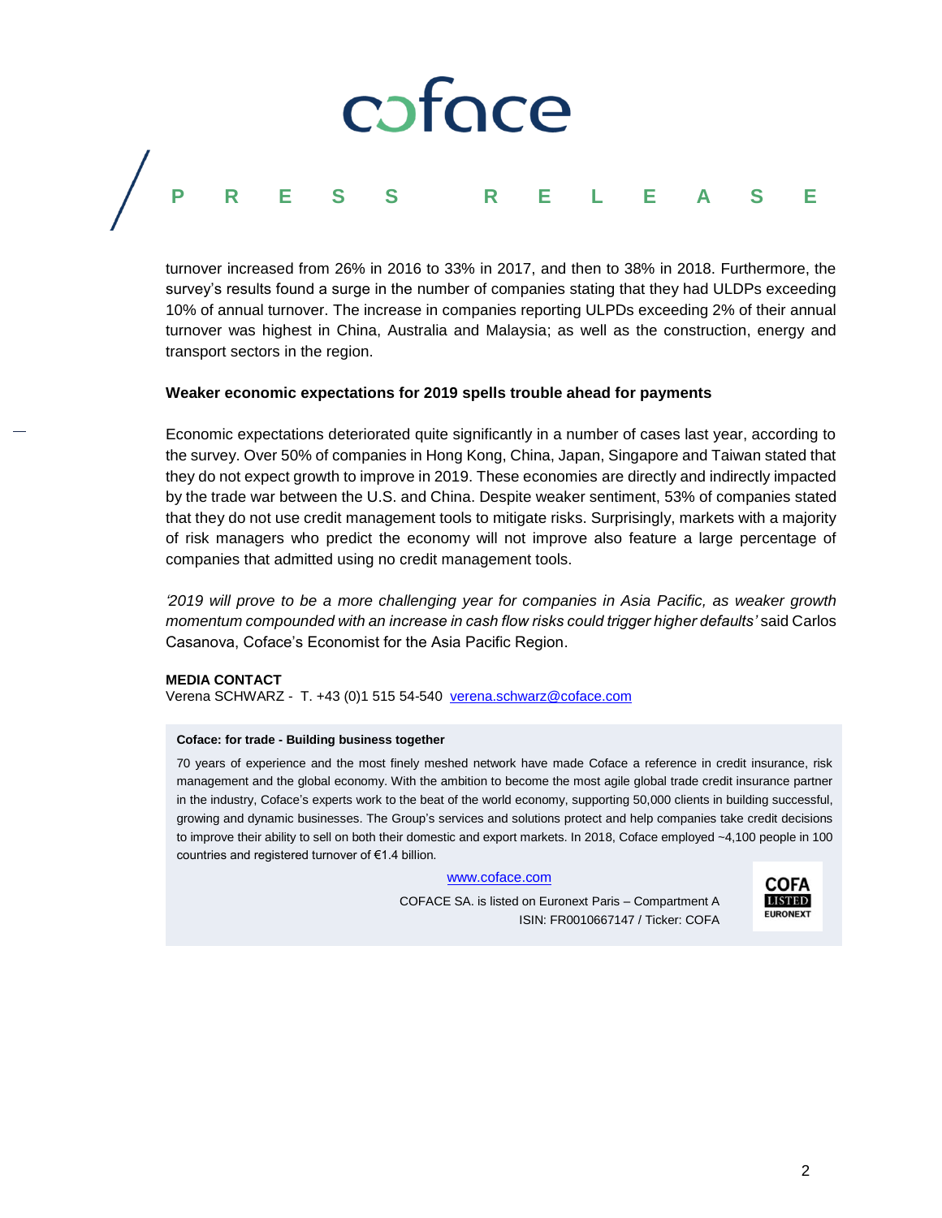turnover increased from 26% in 2016 to 33% in 2017, and then to 38% in 2018. Furthermore, the survey's results found a surge in the number of companies stating that they had ULDPs exceeding 10% of annual turnover. The increase in companies reporting ULPDs exceeding 2% of their annual turnover was highest in China, Australia and Malaysia; as well as the construction, energy and transport sectors in the region.

**Weaker economic expectations for 2019 spells trouble ahead for payments**

Economic expectations deteriorated quite significantly in a number of cases last year, according to the survey. Over 50% of companies in Hong Kong, China, Japan, Singapore and Taiwan stated that they do not expect growth to improve in 2019. These economies are directly and indirectly impacted by the trade war between the U.S. and China. Despite weaker sentiment, 53% of companies stated that they do not use credit management tools to mitigate risks. Surprisingly, markets with a majority of risk managers who predict the economy will not improve also feature a large percentage of companies that admitted using no credit management tools.

*'2019 will prove to be a more challenging year for companies in Asia Pacific, as weaker growth momentum compounded with an increase in cash flow risks could trigger higher defaults'* said Carlos Casanova, Coface's Economist for the Asia Pacific Region.

**MEDIA CONTACT**
Verena SCHWARZ - T. +43 (0)1 515 54-540 [verena.schwarz@coface.com](mailto:verena.schwarz@coface.com)

**Coface: for trade - Building business together**

70 years of experience and the most finely meshed network have made Coface a reference in credit insurance, risk management and the global economy. With the ambition to become the most agile global trade credit insurance partner in the industry, Coface's experts work to the beat of the world economy, supporting 50,000 clients in building successful, growing and dynamic businesses. The Group's services and solutions protect and help companies take credit decisions to improve their ability to sell on both their domestic and export markets. In 2018, Coface employed ~4,100 people in 100 countries and registered turnover of €1.4 billion.

[www.coface.com](http://www.coface.com)

COFACE SA. is listed on Euronext Paris – Compartment A
ISIN: FR0010667147 / Ticker: COFA

COFA LISTED EURONEXT